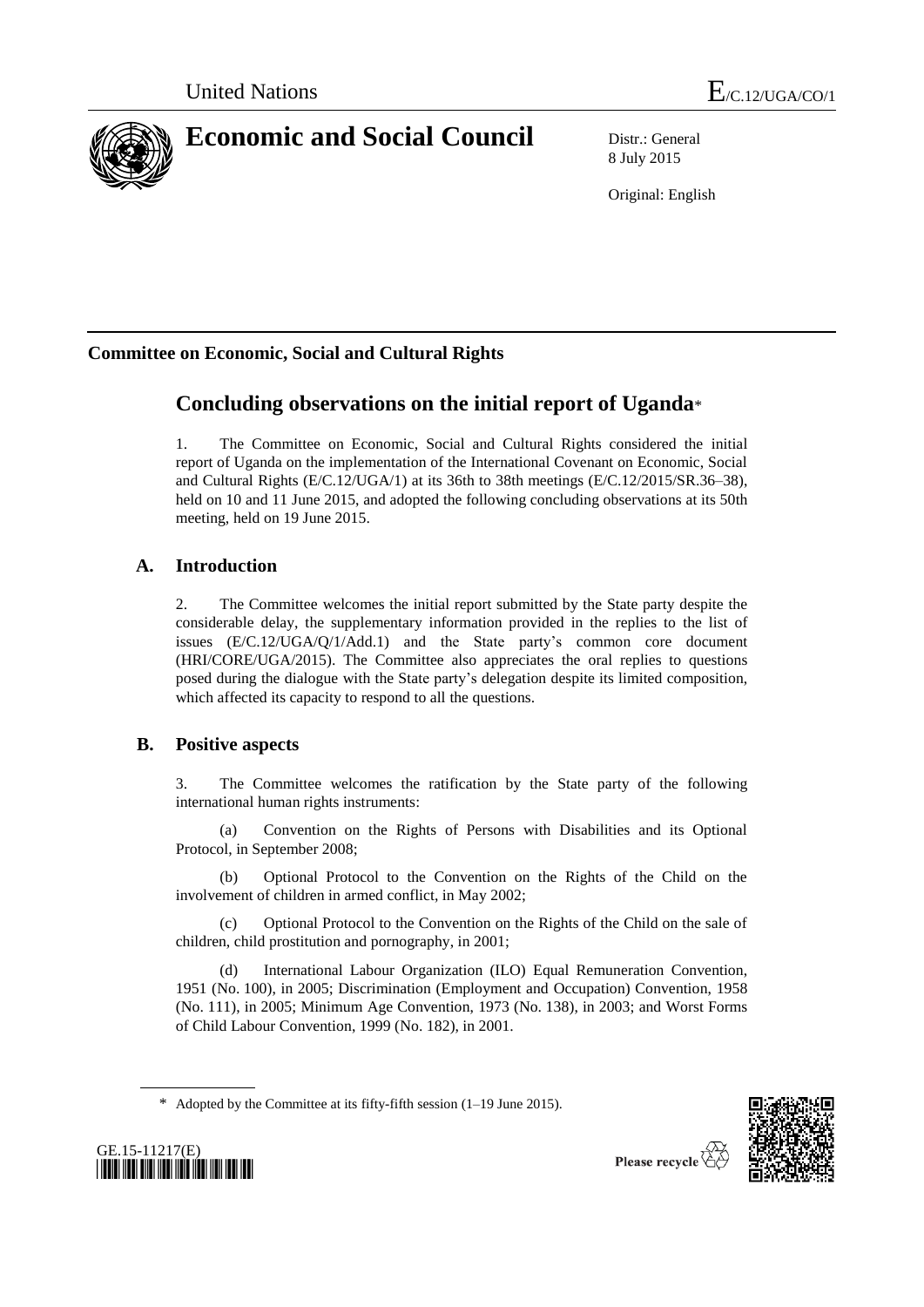United Nations E/C.12/UGA/CO/1

# Economic and Social Council

Distr.: General
8 July 2015

Original: English

## Committee on Economic, Social and Cultural Rights

# Concluding observations on the initial report of Uganda*

1. The Committee on Economic, Social and Cultural Rights considered the initial report of Uganda on the implementation of the International Covenant on Economic, Social and Cultural Rights (E/C.12/UGA/1) at its 36th to 38th meetings (E/C.12/2015/SR.36–38), held on 10 and 11 June 2015, and adopted the following concluding observations at its 50th meeting, held on 19 June 2015.

## A. Introduction

2. The Committee welcomes the initial report submitted by the State party despite the considerable delay, the supplementary information provided in the replies to the list of issues (E/C.12/UGA/Q/1/Add.1) and the State party's common core document (HRI/CORE/UGA/2015). The Committee also appreciates the oral replies to questions posed during the dialogue with the State party's delegation despite its limited composition, which affected its capacity to respond to all the questions.

## B. Positive aspects

3. The Committee welcomes the ratification by the State party of the following international human rights instruments:

(a) Convention on the Rights of Persons with Disabilities and its Optional Protocol, in September 2008;

(b) Optional Protocol to the Convention on the Rights of the Child on the involvement of children in armed conflict, in May 2002;

(c) Optional Protocol to the Convention on the Rights of the Child on the sale of children, child prostitution and pornography, in 2001;

(d) International Labour Organization (ILO) Equal Remuneration Convention, 1951 (No. 100), in 2005; Discrimination (Employment and Occupation) Convention, 1958 (No. 111), in 2005; Minimum Age Convention, 1973 (No. 138), in 2003; and Worst Forms of Child Labour Convention, 1999 (No. 182), in 2001.

\* Adopted by the Committee at its fifty-fifth session (1–19 June 2015).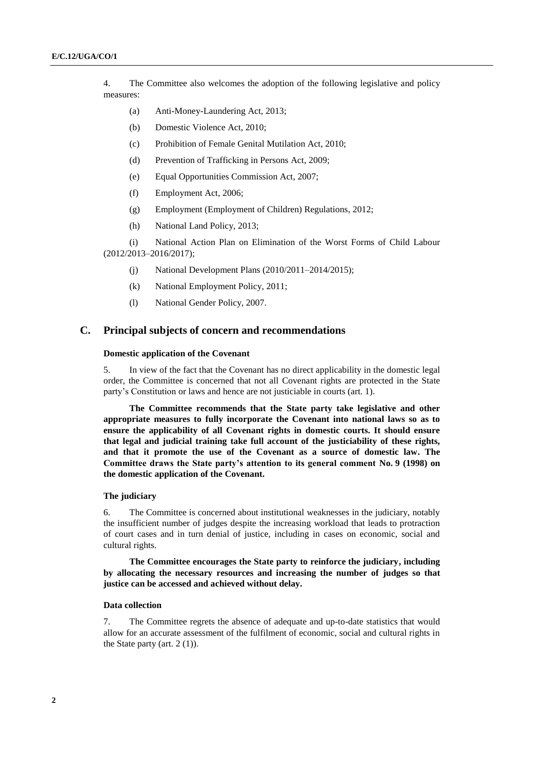4. The Committee also welcomes the adoption of the following legislative and policy measures:

(a) Anti-Money-Laundering Act, 2013;

(b) Domestic Violence Act, 2010;

(c) Prohibition of Female Genital Mutilation Act, 2010;

(d) Prevention of Trafficking in Persons Act, 2009;

(e) Equal Opportunities Commission Act, 2007;

(f) Employment Act, 2006;

(g) Employment (Employment of Children) Regulations, 2012;

(h) National Land Policy, 2013;

(i) National Action Plan on Elimination of the Worst Forms of Child Labour (2012/2013–2016/2017);

(j) National Development Plans (2010/2011–2014/2015);

(k) National Employment Policy, 2011;

(l) National Gender Policy, 2007.

## C. Principal subjects of concern and recommendations

### Domestic application of the Covenant

5. In view of the fact that the Covenant has no direct applicability in the domestic legal order, the Committee is concerned that not all Covenant rights are protected in the State party's Constitution or laws and hence are not justiciable in courts (art. 1).

**The Committee recommends that the State party take legislative and other appropriate measures to fully incorporate the Covenant into national laws so as to ensure the applicability of all Covenant rights in domestic courts. It should ensure that legal and judicial training take full account of the justiciability of these rights, and that it promote the use of the Covenant as a source of domestic law. The Committee draws the State party's attention to its general comment No. 9 (1998) on the domestic application of the Covenant.**

### The judiciary

6. The Committee is concerned about institutional weaknesses in the judiciary, notably the insufficient number of judges despite the increasing workload that leads to protraction of court cases and in turn denial of justice, including in cases on economic, social and cultural rights.

**The Committee encourages the State party to reinforce the judiciary, including by allocating the necessary resources and increasing the number of judges so that justice can be accessed and achieved without delay.**

### Data collection

7. The Committee regrets the absence of adequate and up-to-date statistics that would allow for an accurate assessment of the fulfilment of economic, social and cultural rights in the State party (art. 2 (1)).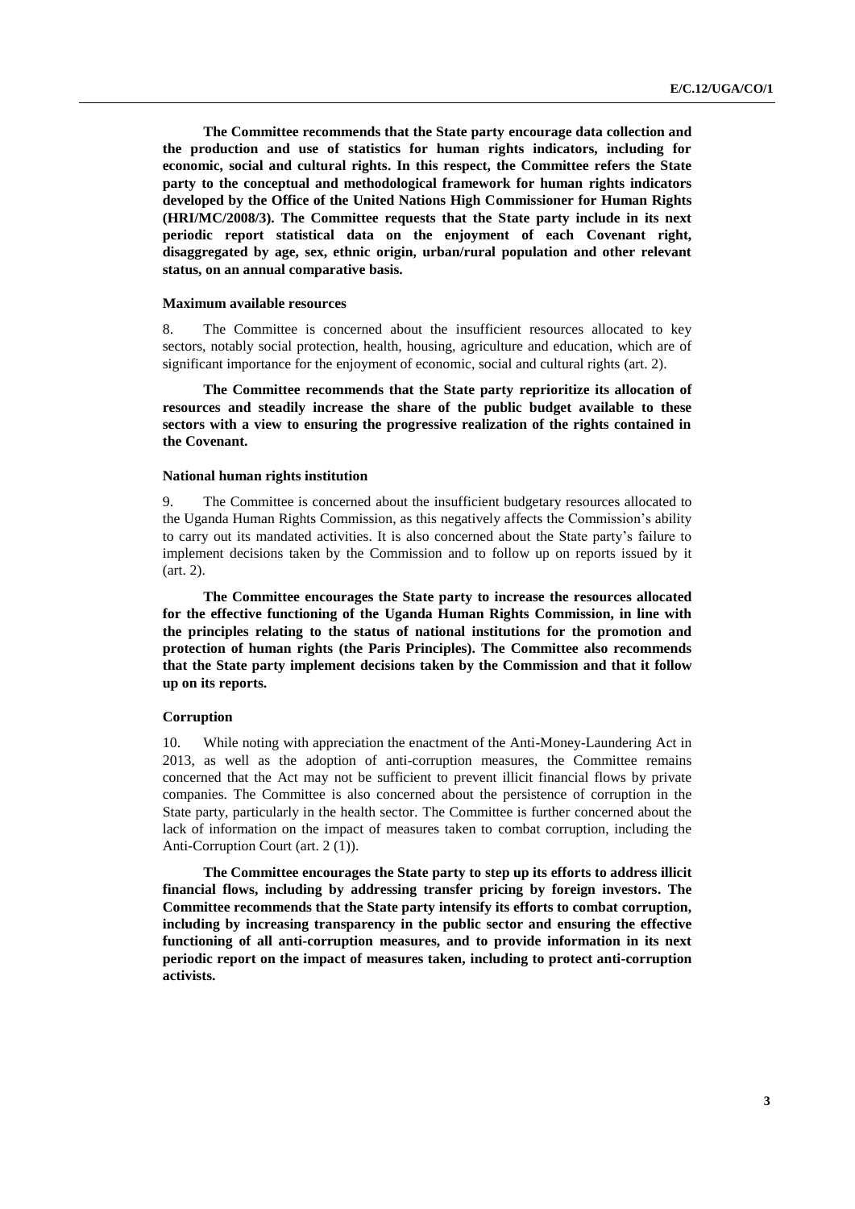**The Committee recommends that the State party encourage data collection and the production and use of statistics for human rights indicators, including for economic, social and cultural rights. In this respect, the Committee refers the State party to the conceptual and methodological framework for human rights indicators developed by the Office of the United Nations High Commissioner for Human Rights (HRI/MC/2008/3). The Committee requests that the State party include in its next periodic report statistical data on the enjoyment of each Covenant right, disaggregated by age, sex, ethnic origin, urban/rural population and other relevant status, on an annual comparative basis.**

### Maximum available resources

8. The Committee is concerned about the insufficient resources allocated to key sectors, notably social protection, health, housing, agriculture and education, which are of significant importance for the enjoyment of economic, social and cultural rights (art. 2).

**The Committee recommends that the State party reprioritize its allocation of resources and steadily increase the share of the public budget available to these sectors with a view to ensuring the progressive realization of the rights contained in the Covenant.**

### National human rights institution

9. The Committee is concerned about the insufficient budgetary resources allocated to the Uganda Human Rights Commission, as this negatively affects the Commission's ability to carry out its mandated activities. It is also concerned about the State party's failure to implement decisions taken by the Commission and to follow up on reports issued by it (art. 2).

**The Committee encourages the State party to increase the resources allocated for the effective functioning of the Uganda Human Rights Commission, in line with the principles relating to the status of national institutions for the promotion and protection of human rights (the Paris Principles). The Committee also recommends that the State party implement decisions taken by the Commission and that it follow up on its reports.**

### Corruption

10. While noting with appreciation the enactment of the Anti-Money-Laundering Act in 2013, as well as the adoption of anti-corruption measures, the Committee remains concerned that the Act may not be sufficient to prevent illicit financial flows by private companies. The Committee is also concerned about the persistence of corruption in the State party, particularly in the health sector. The Committee is further concerned about the lack of information on the impact of measures taken to combat corruption, including the Anti-Corruption Court (art. 2 (1)).

**The Committee encourages the State party to step up its efforts to address illicit financial flows, including by addressing transfer pricing by foreign investors. The Committee recommends that the State party intensify its efforts to combat corruption, including by increasing transparency in the public sector and ensuring the effective functioning of all anti-corruption measures, and to provide information in its next periodic report on the impact of measures taken, including to protect anti-corruption activists.**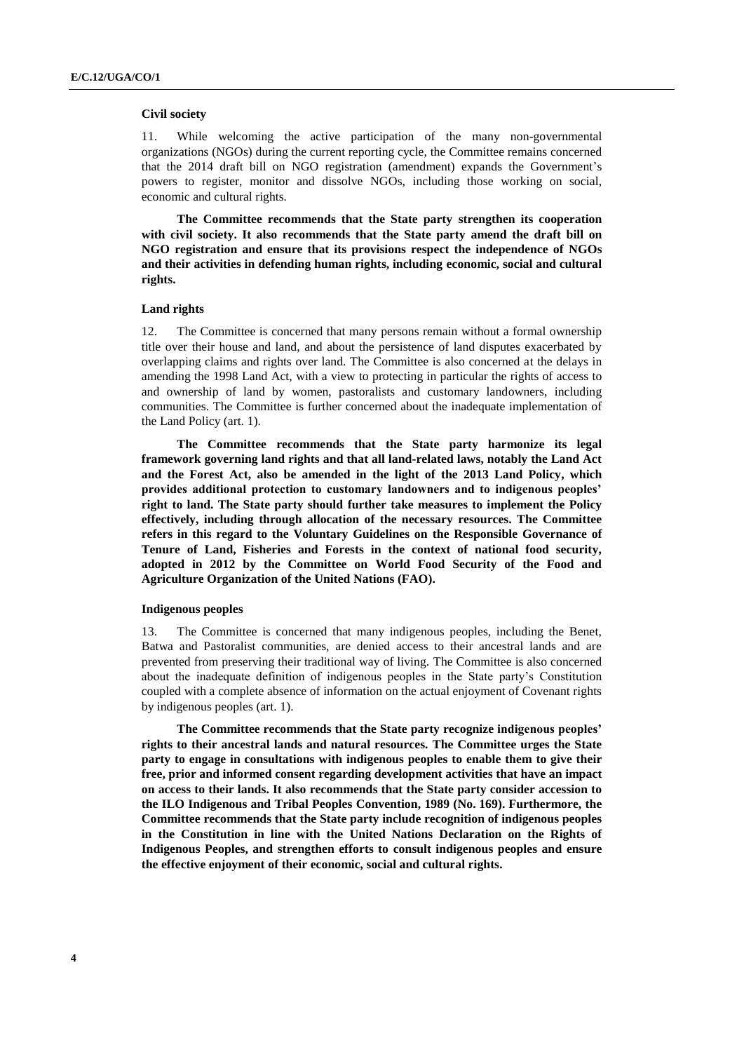### Civil society

11. While welcoming the active participation of the many non-governmental organizations (NGOs) during the current reporting cycle, the Committee remains concerned that the 2014 draft bill on NGO registration (amendment) expands the Government's powers to register, monitor and dissolve NGOs, including those working on social, economic and cultural rights.

**The Committee recommends that the State party strengthen its cooperation with civil society. It also recommends that the State party amend the draft bill on NGO registration and ensure that its provisions respect the independence of NGOs and their activities in defending human rights, including economic, social and cultural rights.**

### Land rights

12. The Committee is concerned that many persons remain without a formal ownership title over their house and land, and about the persistence of land disputes exacerbated by overlapping claims and rights over land. The Committee is also concerned at the delays in amending the 1998 Land Act, with a view to protecting in particular the rights of access to and ownership of land by women, pastoralists and customary landowners, including communities. The Committee is further concerned about the inadequate implementation of the Land Policy (art. 1).

**The Committee recommends that the State party harmonize its legal framework governing land rights and that all land-related laws, notably the Land Act and the Forest Act, also be amended in the light of the 2013 Land Policy, which provides additional protection to customary landowners and to indigenous peoples' right to land. The State party should further take measures to implement the Policy effectively, including through allocation of the necessary resources. The Committee refers in this regard to the Voluntary Guidelines on the Responsible Governance of Tenure of Land, Fisheries and Forests in the context of national food security, adopted in 2012 by the Committee on World Food Security of the Food and Agriculture Organization of the United Nations (FAO).**

### Indigenous peoples

13. The Committee is concerned that many indigenous peoples, including the Benet, Batwa and Pastoralist communities, are denied access to their ancestral lands and are prevented from preserving their traditional way of living. The Committee is also concerned about the inadequate definition of indigenous peoples in the State party's Constitution coupled with a complete absence of information on the actual enjoyment of Covenant rights by indigenous peoples (art. 1).

**The Committee recommends that the State party recognize indigenous peoples' rights to their ancestral lands and natural resources. The Committee urges the State party to engage in consultations with indigenous peoples to enable them to give their free, prior and informed consent regarding development activities that have an impact on access to their lands. It also recommends that the State party consider accession to the ILO Indigenous and Tribal Peoples Convention, 1989 (No. 169). Furthermore, the Committee recommends that the State party include recognition of indigenous peoples in the Constitution in line with the United Nations Declaration on the Rights of Indigenous Peoples, and strengthen efforts to consult indigenous peoples and ensure the effective enjoyment of their economic, social and cultural rights.**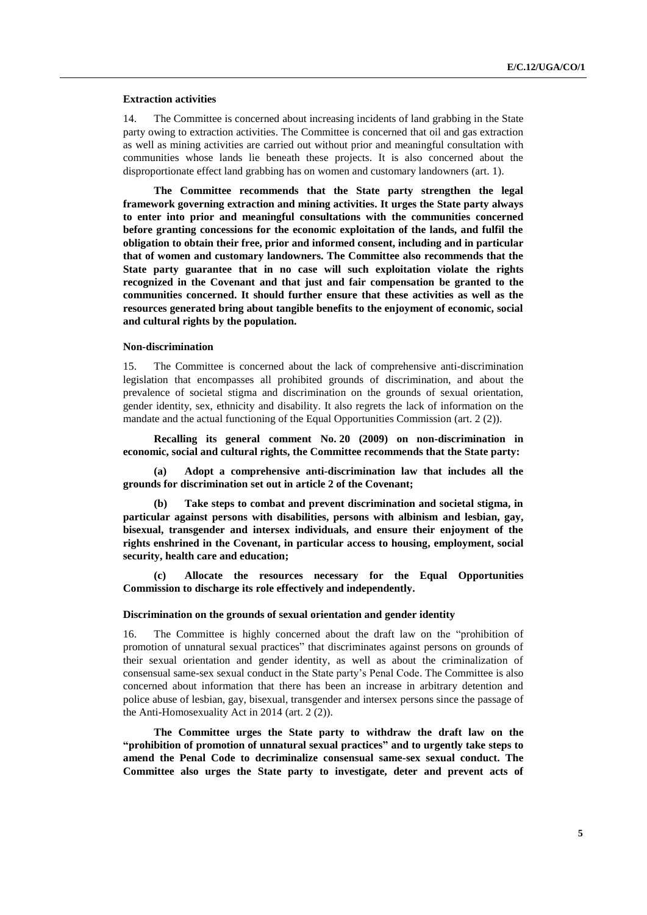**Extraction activities**

14. The Committee is concerned about increasing incidents of land grabbing in the State party owing to extraction activities. The Committee is concerned that oil and gas extraction as well as mining activities are carried out without prior and meaningful consultation with communities whose lands lie beneath these projects. It is also concerned about the disproportionate effect land grabbing has on women and customary landowners (art. 1).

**The Committee recommends that the State party strengthen the legal framework governing extraction and mining activities. It urges the State party always to enter into prior and meaningful consultations with the communities concerned before granting concessions for the economic exploitation of the lands, and fulfil the obligation to obtain their free, prior and informed consent, including and in particular that of women and customary landowners. The Committee also recommends that the State party guarantee that in no case will such exploitation violate the rights recognized in the Covenant and that just and fair compensation be granted to the communities concerned. It should further ensure that these activities as well as the resources generated bring about tangible benefits to the enjoyment of economic, social and cultural rights by the population.**

**Non-discrimination**

15. The Committee is concerned about the lack of comprehensive anti-discrimination legislation that encompasses all prohibited grounds of discrimination, and about the prevalence of societal stigma and discrimination on the grounds of sexual orientation, gender identity, sex, ethnicity and disability. It also regrets the lack of information on the mandate and the actual functioning of the Equal Opportunities Commission (art. 2 (2)).

**Recalling its general comment No. 20 (2009) on non-discrimination in economic, social and cultural rights, the Committee recommends that the State party:**

**(a) Adopt a comprehensive anti-discrimination law that includes all the grounds for discrimination set out in article 2 of the Covenant;**

**(b) Take steps to combat and prevent discrimination and societal stigma, in particular against persons with disabilities, persons with albinism and lesbian, gay, bisexual, transgender and intersex individuals, and ensure their enjoyment of the rights enshrined in the Covenant, in particular access to housing, employment, social security, health care and education;**

**(c) Allocate the resources necessary for the Equal Opportunities Commission to discharge its role effectively and independently.**

**Discrimination on the grounds of sexual orientation and gender identity**

16. The Committee is highly concerned about the draft law on the "prohibition of promotion of unnatural sexual practices" that discriminates against persons on grounds of their sexual orientation and gender identity, as well as about the criminalization of consensual same-sex sexual conduct in the State party's Penal Code. The Committee is also concerned about information that there has been an increase in arbitrary detention and police abuse of lesbian, gay, bisexual, transgender and intersex persons since the passage of the Anti-Homosexuality Act in 2014 (art. 2 (2)).

**The Committee urges the State party to withdraw the draft law on the "prohibition of promotion of unnatural sexual practices" and to urgently take steps to amend the Penal Code to decriminalize consensual same-sex sexual conduct. The Committee also urges the State party to investigate, deter and prevent acts of**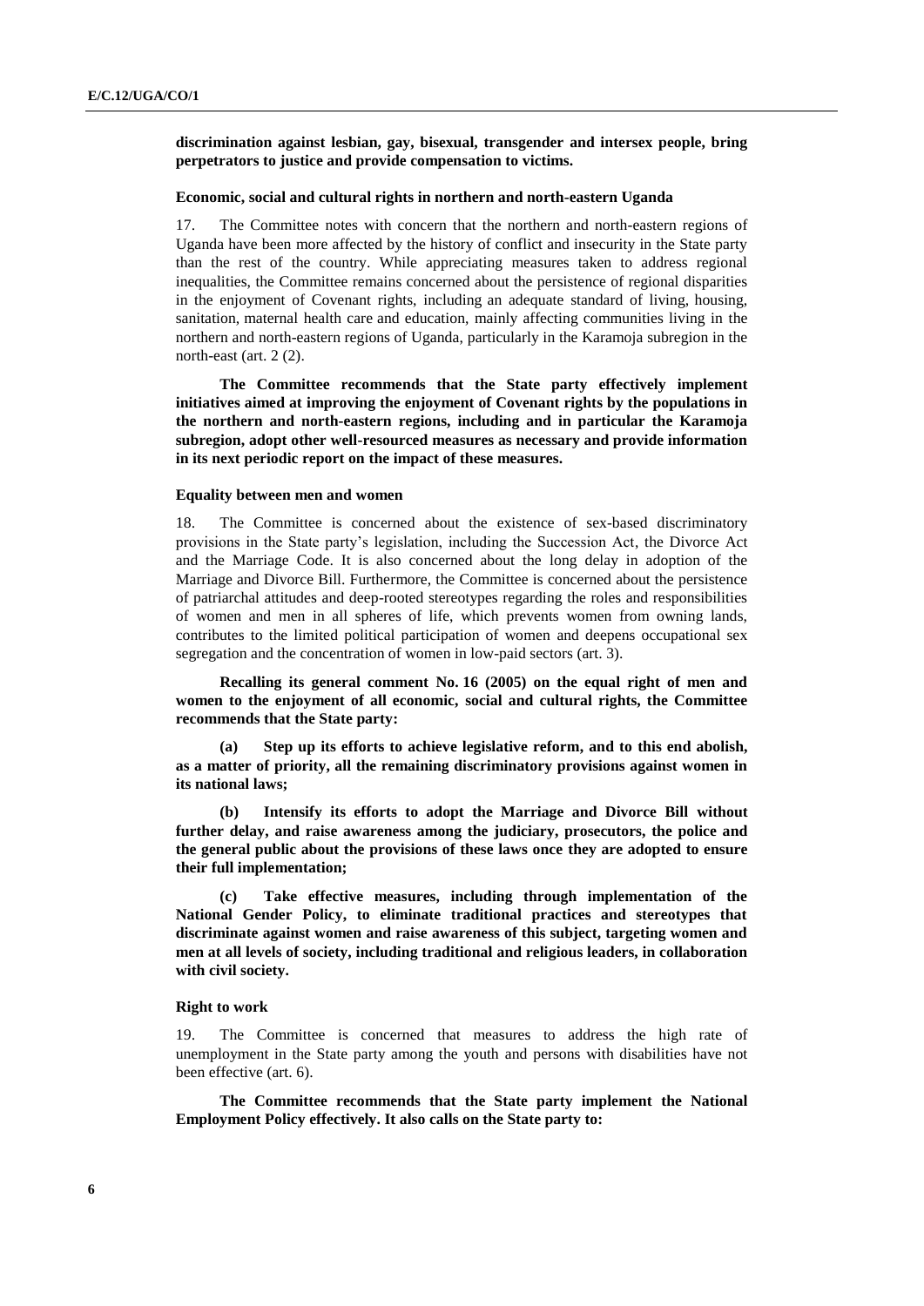**discrimination against lesbian, gay, bisexual, transgender and intersex people, bring perpetrators to justice and provide compensation to victims.**

### Economic, social and cultural rights in northern and north-eastern Uganda

17. The Committee notes with concern that the northern and north-eastern regions of Uganda have been more affected by the history of conflict and insecurity in the State party than the rest of the country. While appreciating measures taken to address regional inequalities, the Committee remains concerned about the persistence of regional disparities in the enjoyment of Covenant rights, including an adequate standard of living, housing, sanitation, maternal health care and education, mainly affecting communities living in the northern and north-eastern regions of Uganda, particularly in the Karamoja subregion in the north-east (art. 2 (2).

**The Committee recommends that the State party effectively implement initiatives aimed at improving the enjoyment of Covenant rights by the populations in the northern and north-eastern regions, including and in particular the Karamoja subregion, adopt other well-resourced measures as necessary and provide information in its next periodic report on the impact of these measures.**

### Equality between men and women

18. The Committee is concerned about the existence of sex-based discriminatory provisions in the State party's legislation, including the Succession Act, the Divorce Act and the Marriage Code. It is also concerned about the long delay in adoption of the Marriage and Divorce Bill. Furthermore, the Committee is concerned about the persistence of patriarchal attitudes and deep-rooted stereotypes regarding the roles and responsibilities of women and men in all spheres of life, which prevents women from owning lands, contributes to the limited political participation of women and deepens occupational sex segregation and the concentration of women in low-paid sectors (art. 3).

**Recalling its general comment No. 16 (2005) on the equal right of men and women to the enjoyment of all economic, social and cultural rights, the Committee recommends that the State party:**

**(a) Step up its efforts to achieve legislative reform, and to this end abolish, as a matter of priority, all the remaining discriminatory provisions against women in its national laws;**

**(b) Intensify its efforts to adopt the Marriage and Divorce Bill without further delay, and raise awareness among the judiciary, prosecutors, the police and the general public about the provisions of these laws once they are adopted to ensure their full implementation;**

**(c) Take effective measures, including through implementation of the National Gender Policy, to eliminate traditional practices and stereotypes that discriminate against women and raise awareness of this subject, targeting women and men at all levels of society, including traditional and religious leaders, in collaboration with civil society.**

### Right to work

19. The Committee is concerned that measures to address the high rate of unemployment in the State party among the youth and persons with disabilities have not been effective (art. 6).

**The Committee recommends that the State party implement the National Employment Policy effectively. It also calls on the State party to:**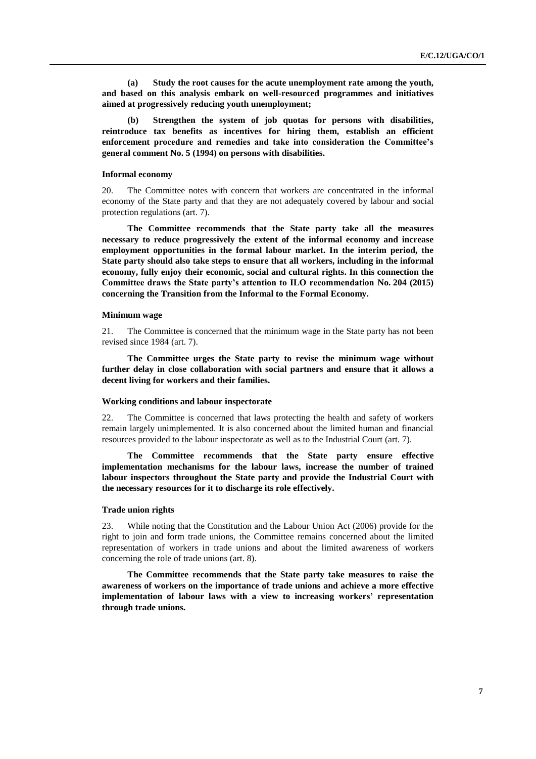**(a) Study the root causes for the acute unemployment rate among the youth, and based on this analysis embark on well-resourced programmes and initiatives aimed at progressively reducing youth unemployment;**

**(b) Strengthen the system of job quotas for persons with disabilities, reintroduce tax benefits as incentives for hiring them, establish an efficient enforcement procedure and remedies and take into consideration the Committee's general comment No. 5 (1994) on persons with disabilities.**

### Informal economy

20. The Committee notes with concern that workers are concentrated in the informal economy of the State party and that they are not adequately covered by labour and social protection regulations (art. 7).

**The Committee recommends that the State party take all the measures necessary to reduce progressively the extent of the informal economy and increase employment opportunities in the formal labour market. In the interim period, the State party should also take steps to ensure that all workers, including in the informal economy, fully enjoy their economic, social and cultural rights. In this connection the Committee draws the State party's attention to ILO recommendation No. 204 (2015) concerning the Transition from the Informal to the Formal Economy.**

### Minimum wage

21. The Committee is concerned that the minimum wage in the State party has not been revised since 1984 (art. 7).

**The Committee urges the State party to revise the minimum wage without further delay in close collaboration with social partners and ensure that it allows a decent living for workers and their families.**

### Working conditions and labour inspectorate

22. The Committee is concerned that laws protecting the health and safety of workers remain largely unimplemented. It is also concerned about the limited human and financial resources provided to the labour inspectorate as well as to the Industrial Court (art. 7).

**The Committee recommends that the State party ensure effective implementation mechanisms for the labour laws, increase the number of trained labour inspectors throughout the State party and provide the Industrial Court with the necessary resources for it to discharge its role effectively.**

### Trade union rights

23. While noting that the Constitution and the Labour Union Act (2006) provide for the right to join and form trade unions, the Committee remains concerned about the limited representation of workers in trade unions and about the limited awareness of workers concerning the role of trade unions (art. 8).

**The Committee recommends that the State party take measures to raise the awareness of workers on the importance of trade unions and achieve a more effective implementation of labour laws with a view to increasing workers' representation through trade unions.**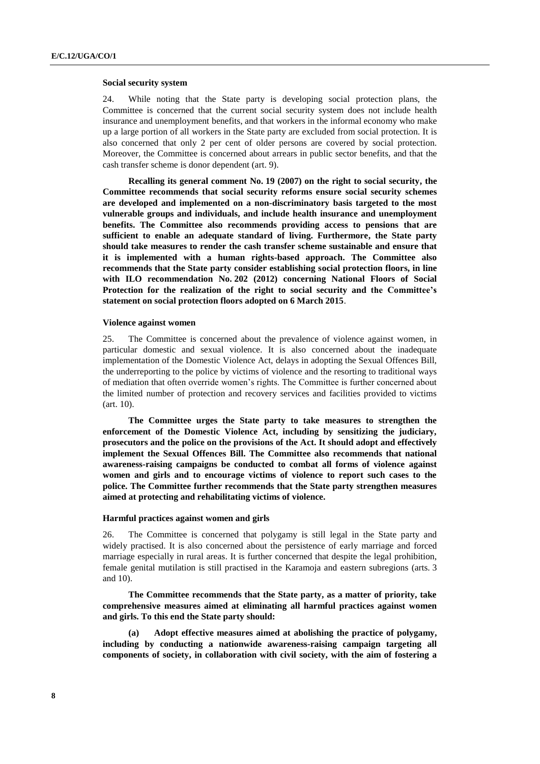### Social security system

24. While noting that the State party is developing social protection plans, the Committee is concerned that the current social security system does not include health insurance and unemployment benefits, and that workers in the informal economy who make up a large portion of all workers in the State party are excluded from social protection. It is also concerned that only 2 per cent of older persons are covered by social protection. Moreover, the Committee is concerned about arrears in public sector benefits, and that the cash transfer scheme is donor dependent (art. 9).

**Recalling its general comment No. 19 (2007) on the right to social security, the Committee recommends that social security reforms ensure social security schemes are developed and implemented on a non-discriminatory basis targeted to the most vulnerable groups and individuals, and include health insurance and unemployment benefits. The Committee also recommends providing access to pensions that are sufficient to enable an adequate standard of living. Furthermore, the State party should take measures to render the cash transfer scheme sustainable and ensure that it is implemented with a human rights-based approach. The Committee also recommends that the State party consider establishing social protection floors, in line with ILO recommendation No. 202 (2012) concerning National Floors of Social Protection for the realization of the right to social security and the Committee's statement on social protection floors adopted on 6 March 2015**.

### Violence against women

25. The Committee is concerned about the prevalence of violence against women, in particular domestic and sexual violence. It is also concerned about the inadequate implementation of the Domestic Violence Act, delays in adopting the Sexual Offences Bill, the underreporting to the police by victims of violence and the resorting to traditional ways of mediation that often override women's rights. The Committee is further concerned about the limited number of protection and recovery services and facilities provided to victims (art. 10).

**The Committee urges the State party to take measures to strengthen the enforcement of the Domestic Violence Act, including by sensitizing the judiciary, prosecutors and the police on the provisions of the Act. It should adopt and effectively implement the Sexual Offences Bill. The Committee also recommends that national awareness-raising campaigns be conducted to combat all forms of violence against women and girls and to encourage victims of violence to report such cases to the police. The Committee further recommends that the State party strengthen measures aimed at protecting and rehabilitating victims of violence.**

### Harmful practices against women and girls

26. The Committee is concerned that polygamy is still legal in the State party and widely practised. It is also concerned about the persistence of early marriage and forced marriage especially in rural areas. It is further concerned that despite the legal prohibition, female genital mutilation is still practised in the Karamoja and eastern subregions (arts. 3 and 10).

**The Committee recommends that the State party, as a matter of priority, take comprehensive measures aimed at eliminating all harmful practices against women and girls. To this end the State party should:**

**(a) Adopt effective measures aimed at abolishing the practice of polygamy, including by conducting a nationwide awareness-raising campaign targeting all components of society, in collaboration with civil society, with the aim of fostering a**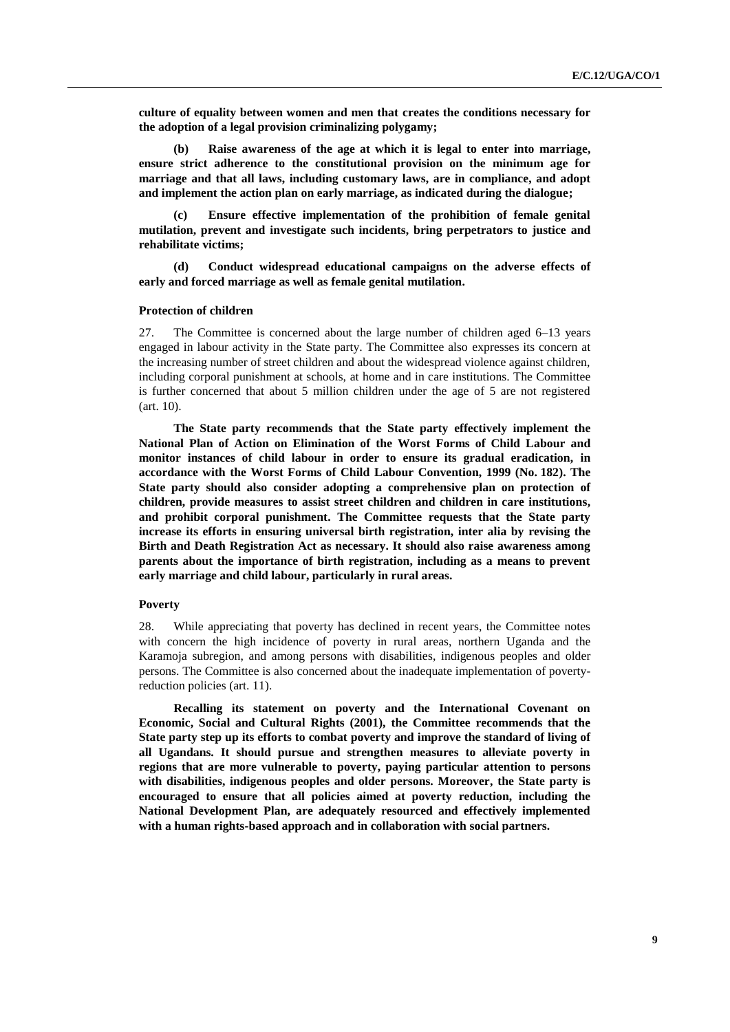**culture of equality between women and men that creates the conditions necessary for the adoption of a legal provision criminalizing polygamy;**

**(b) Raise awareness of the age at which it is legal to enter into marriage, ensure strict adherence to the constitutional provision on the minimum age for marriage and that all laws, including customary laws, are in compliance, and adopt and implement the action plan on early marriage, as indicated during the dialogue;**

**(c) Ensure effective implementation of the prohibition of female genital mutilation, prevent and investigate such incidents, bring perpetrators to justice and rehabilitate victims;**

**(d) Conduct widespread educational campaigns on the adverse effects of early and forced marriage as well as female genital mutilation.**

#### Protection of children

27. The Committee is concerned about the large number of children aged 6–13 years engaged in labour activity in the State party. The Committee also expresses its concern at the increasing number of street children and about the widespread violence against children, including corporal punishment at schools, at home and in care institutions. The Committee is further concerned that about 5 million children under the age of 5 are not registered (art. 10).

**The State party recommends that the State party effectively implement the National Plan of Action on Elimination of the Worst Forms of Child Labour and monitor instances of child labour in order to ensure its gradual eradication, in accordance with the Worst Forms of Child Labour Convention, 1999 (No. 182). The State party should also consider adopting a comprehensive plan on protection of children, provide measures to assist street children and children in care institutions, and prohibit corporal punishment. The Committee requests that the State party increase its efforts in ensuring universal birth registration, inter alia by revising the Birth and Death Registration Act as necessary. It should also raise awareness among parents about the importance of birth registration, including as a means to prevent early marriage and child labour, particularly in rural areas.**

#### Poverty

28. While appreciating that poverty has declined in recent years, the Committee notes with concern the high incidence of poverty in rural areas, northern Uganda and the Karamoja subregion, and among persons with disabilities, indigenous peoples and older persons. The Committee is also concerned about the inadequate implementation of poverty-reduction policies (art. 11).

**Recalling its statement on poverty and the International Covenant on Economic, Social and Cultural Rights (2001), the Committee recommends that the State party step up its efforts to combat poverty and improve the standard of living of all Ugandans. It should pursue and strengthen measures to alleviate poverty in regions that are more vulnerable to poverty, paying particular attention to persons with disabilities, indigenous peoples and older persons. Moreover, the State party is encouraged to ensure that all policies aimed at poverty reduction, including the National Development Plan, are adequately resourced and effectively implemented with a human rights-based approach and in collaboration with social partners.**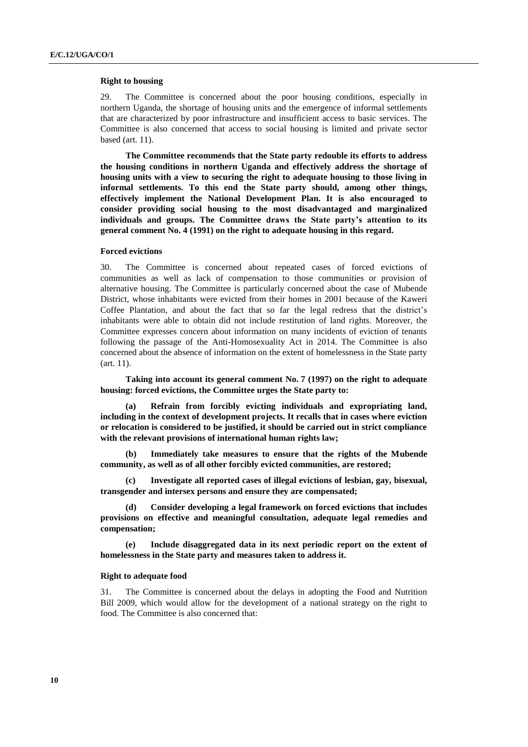**Right to housing**

29. The Committee is concerned about the poor housing conditions, especially in northern Uganda, the shortage of housing units and the emergence of informal settlements that are characterized by poor infrastructure and insufficient access to basic services. The Committee is also concerned that access to social housing is limited and private sector based (art. 11).

**The Committee recommends that the State party redouble its efforts to address the housing conditions in northern Uganda and effectively address the shortage of housing units with a view to securing the right to adequate housing to those living in informal settlements. To this end the State party should, among other things, effectively implement the National Development Plan. It is also encouraged to consider providing social housing to the most disadvantaged and marginalized individuals and groups. The Committee draws the State party's attention to its general comment No. 4 (1991) on the right to adequate housing in this regard.**

**Forced evictions**

30. The Committee is concerned about repeated cases of forced evictions of communities as well as lack of compensation to those communities or provision of alternative housing. The Committee is particularly concerned about the case of Mubende District, whose inhabitants were evicted from their homes in 2001 because of the Kaweri Coffee Plantation, and about the fact that so far the legal redress that the district's inhabitants were able to obtain did not include restitution of land rights. Moreover, the Committee expresses concern about information on many incidents of eviction of tenants following the passage of the Anti-Homosexuality Act in 2014. The Committee is also concerned about the absence of information on the extent of homelessness in the State party (art. 11).

**Taking into account its general comment No. 7 (1997) on the right to adequate housing: forced evictions, the Committee urges the State party to:**

**(a) Refrain from forcibly evicting individuals and expropriating land, including in the context of development projects. It recalls that in cases where eviction or relocation is considered to be justified, it should be carried out in strict compliance with the relevant provisions of international human rights law;**

**(b) Immediately take measures to ensure that the rights of the Mubende community, as well as of all other forcibly evicted communities, are restored;**

**(c) Investigate all reported cases of illegal evictions of lesbian, gay, bisexual, transgender and intersex persons and ensure they are compensated;**

**(d) Consider developing a legal framework on forced evictions that includes provisions on effective and meaningful consultation, adequate legal remedies and compensation;**

**(e) Include disaggregated data in its next periodic report on the extent of homelessness in the State party and measures taken to address it.**

**Right to adequate food**

31. The Committee is concerned about the delays in adopting the Food and Nutrition Bill 2009, which would allow for the development of a national strategy on the right to food. The Committee is also concerned that: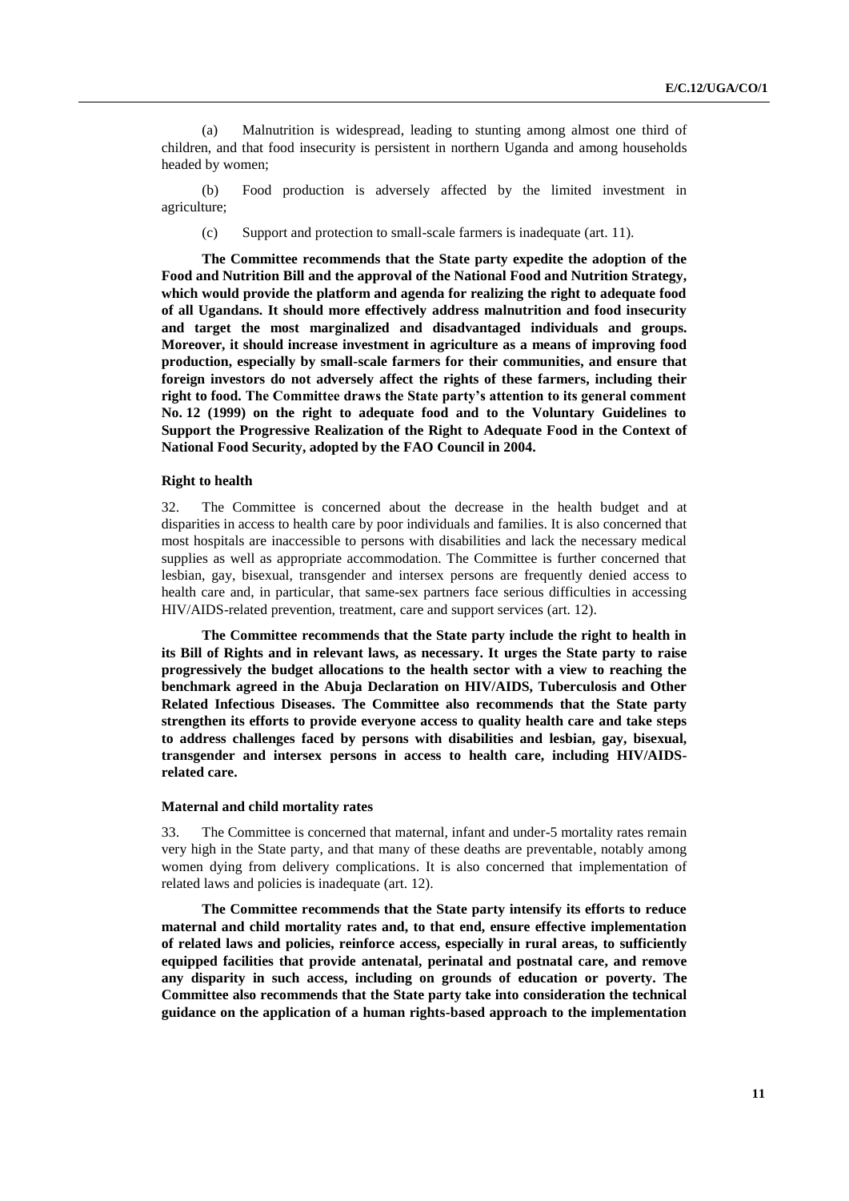(a) Malnutrition is widespread, leading to stunting among almost one third of children, and that food insecurity is persistent in northern Uganda and among households headed by women;

(b) Food production is adversely affected by the limited investment in agriculture;

(c) Support and protection to small-scale farmers is inadequate (art. 11).

**The Committee recommends that the State party expedite the adoption of the Food and Nutrition Bill and the approval of the National Food and Nutrition Strategy, which would provide the platform and agenda for realizing the right to adequate food of all Ugandans. It should more effectively address malnutrition and food insecurity and target the most marginalized and disadvantaged individuals and groups. Moreover, it should increase investment in agriculture as a means of improving food production, especially by small-scale farmers for their communities, and ensure that foreign investors do not adversely affect the rights of these farmers, including their right to food. The Committee draws the State party's attention to its general comment No. 12 (1999) on the right to adequate food and to the Voluntary Guidelines to Support the Progressive Realization of the Right to Adequate Food in the Context of National Food Security, adopted by the FAO Council in 2004.**

### Right to health

32. The Committee is concerned about the decrease in the health budget and at disparities in access to health care by poor individuals and families. It is also concerned that most hospitals are inaccessible to persons with disabilities and lack the necessary medical supplies as well as appropriate accommodation. The Committee is further concerned that lesbian, gay, bisexual, transgender and intersex persons are frequently denied access to health care and, in particular, that same-sex partners face serious difficulties in accessing HIV/AIDS-related prevention, treatment, care and support services (art. 12).

**The Committee recommends that the State party include the right to health in its Bill of Rights and in relevant laws, as necessary. It urges the State party to raise progressively the budget allocations to the health sector with a view to reaching the benchmark agreed in the Abuja Declaration on HIV/AIDS, Tuberculosis and Other Related Infectious Diseases. The Committee also recommends that the State party strengthen its efforts to provide everyone access to quality health care and take steps to address challenges faced by persons with disabilities and lesbian, gay, bisexual, transgender and intersex persons in access to health care, including HIV/AIDS-related care.**

### Maternal and child mortality rates

33. The Committee is concerned that maternal, infant and under-5 mortality rates remain very high in the State party, and that many of these deaths are preventable, notably among women dying from delivery complications. It is also concerned that implementation of related laws and policies is inadequate (art. 12).

**The Committee recommends that the State party intensify its efforts to reduce maternal and child mortality rates and, to that end, ensure effective implementation of related laws and policies, reinforce access, especially in rural areas, to sufficiently equipped facilities that provide antenatal, perinatal and postnatal care, and remove any disparity in such access, including on grounds of education or poverty. The Committee also recommends that the State party take into consideration the technical guidance on the application of a human rights-based approach to the implementation**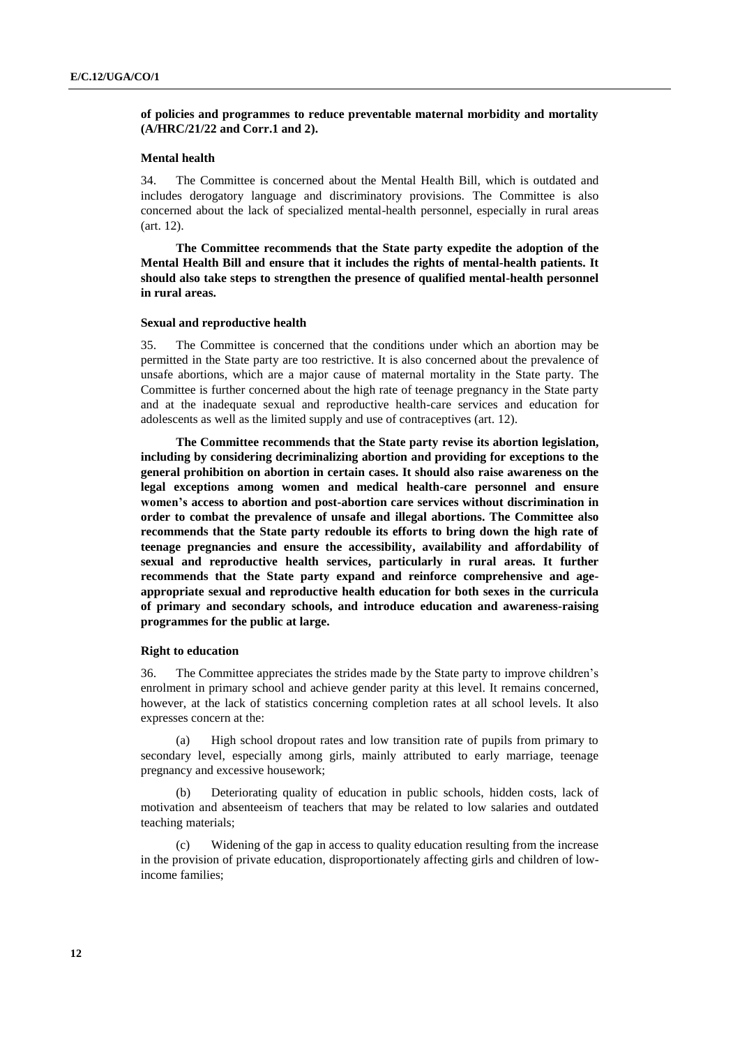**of policies and programmes to reduce preventable maternal morbidity and mortality (A/HRC/21/22 and Corr.1 and 2).**

### Mental health

34. The Committee is concerned about the Mental Health Bill, which is outdated and includes derogatory language and discriminatory provisions. The Committee is also concerned about the lack of specialized mental-health personnel, especially in rural areas (art. 12).

**The Committee recommends that the State party expedite the adoption of the Mental Health Bill and ensure that it includes the rights of mental-health patients. It should also take steps to strengthen the presence of qualified mental-health personnel in rural areas.**

### Sexual and reproductive health

35. The Committee is concerned that the conditions under which an abortion may be permitted in the State party are too restrictive. It is also concerned about the prevalence of unsafe abortions, which are a major cause of maternal mortality in the State party. The Committee is further concerned about the high rate of teenage pregnancy in the State party and at the inadequate sexual and reproductive health-care services and education for adolescents as well as the limited supply and use of contraceptives (art. 12).

**The Committee recommends that the State party revise its abortion legislation, including by considering decriminalizing abortion and providing for exceptions to the general prohibition on abortion in certain cases. It should also raise awareness on the legal exceptions among women and medical health-care personnel and ensure women's access to abortion and post-abortion care services without discrimination in order to combat the prevalence of unsafe and illegal abortions. The Committee also recommends that the State party redouble its efforts to bring down the high rate of teenage pregnancies and ensure the accessibility, availability and affordability of sexual and reproductive health services, particularly in rural areas. It further recommends that the State party expand and reinforce comprehensive and age-appropriate sexual and reproductive health education for both sexes in the curricula of primary and secondary schools, and introduce education and awareness-raising programmes for the public at large.**

### Right to education

36. The Committee appreciates the strides made by the State party to improve children's enrolment in primary school and achieve gender parity at this level. It remains concerned, however, at the lack of statistics concerning completion rates at all school levels. It also expresses concern at the:

(a) High school dropout rates and low transition rate of pupils from primary to secondary level, especially among girls, mainly attributed to early marriage, teenage pregnancy and excessive housework;

(b) Deteriorating quality of education in public schools, hidden costs, lack of motivation and absenteeism of teachers that may be related to low salaries and outdated teaching materials;

(c) Widening of the gap in access to quality education resulting from the increase in the provision of private education, disproportionately affecting girls and children of low-income families;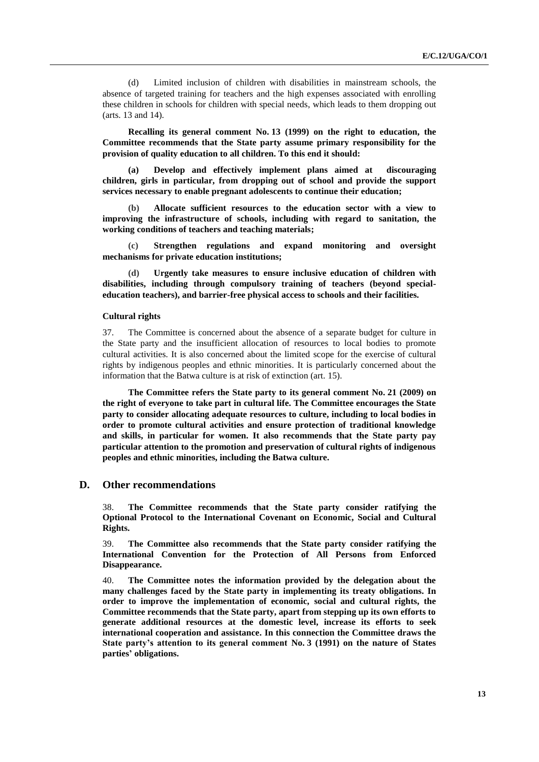(d) Limited inclusion of children with disabilities in mainstream schools, the absence of targeted training for teachers and the high expenses associated with enrolling these children in schools for children with special needs, which leads to them dropping out (arts. 13 and 14).

**Recalling its general comment No. 13 (1999) on the right to education, the Committee recommends that the State party assume primary responsibility for the provision of quality education to all children. To this end it should:**

**(a) Develop and effectively implement plans aimed at discouraging children, girls in particular, from dropping out of school and provide the support services necessary to enable pregnant adolescents to continue their education;**

**(b) Allocate sufficient resources to the education sector with a view to improving the infrastructure of schools, including with regard to sanitation, the working conditions of teachers and teaching materials;**

**(c) Strengthen regulations and expand monitoring and oversight mechanisms for private education institutions;**

**(d) Urgently take measures to ensure inclusive education of children with disabilities, including through compulsory training of teachers (beyond special-education teachers), and barrier-free physical access to schools and their facilities.**

#### Cultural rights

37. The Committee is concerned about the absence of a separate budget for culture in the State party and the insufficient allocation of resources to local bodies to promote cultural activities. It is also concerned about the limited scope for the exercise of cultural rights by indigenous peoples and ethnic minorities. It is particularly concerned about the information that the Batwa culture is at risk of extinction (art. 15).

**The Committee refers the State party to its general comment No. 21 (2009) on the right of everyone to take part in cultural life. The Committee encourages the State party to consider allocating adequate resources to culture, including to local bodies in order to promote cultural activities and ensure protection of traditional knowledge and skills, in particular for women. It also recommends that the State party pay particular attention to the promotion and preservation of cultural rights of indigenous peoples and ethnic minorities, including the Batwa culture.**

## D. Other recommendations

38. **The Committee recommends that the State party consider ratifying the Optional Protocol to the International Covenant on Economic, Social and Cultural Rights.**

39. **The Committee also recommends that the State party consider ratifying the International Convention for the Protection of All Persons from Enforced Disappearance.**

40. **The Committee notes the information provided by the delegation about the many challenges faced by the State party in implementing its treaty obligations. In order to improve the implementation of economic, social and cultural rights, the Committee recommends that the State party, apart from stepping up its own efforts to generate additional resources at the domestic level, increase its efforts to seek international cooperation and assistance. In this connection the Committee draws the State party's attention to its general comment No. 3 (1991) on the nature of States parties' obligations.**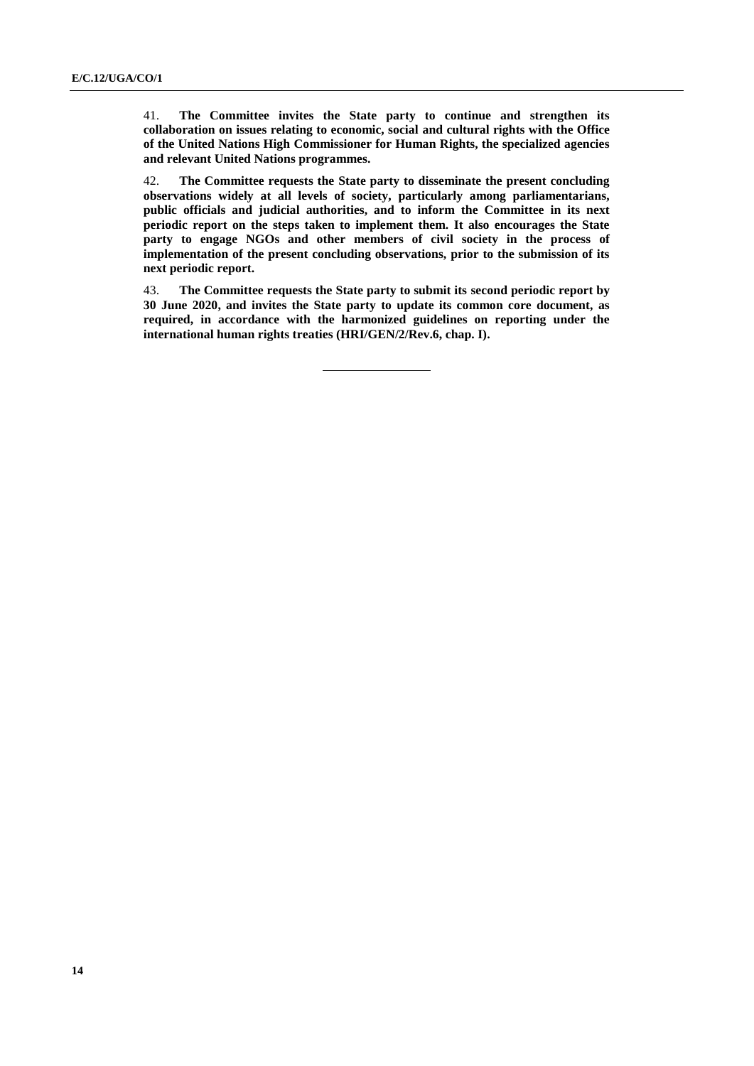41. **The Committee invites the State party to continue and strengthen its collaboration on issues relating to economic, social and cultural rights with the Office of the United Nations High Commissioner for Human Rights, the specialized agencies and relevant United Nations programmes.**

42. **The Committee requests the State party to disseminate the present concluding observations widely at all levels of society, particularly among parliamentarians, public officials and judicial authorities, and to inform the Committee in its next periodic report on the steps taken to implement them. It also encourages the State party to engage NGOs and other members of civil society in the process of implementation of the present concluding observations, prior to the submission of its next periodic report.**

43. **The Committee requests the State party to submit its second periodic report by 30 June 2020, and invites the State party to update its common core document, as required, in accordance with the harmonized guidelines on reporting under the international human rights treaties (HRI/GEN/2/Rev.6, chap. I).**